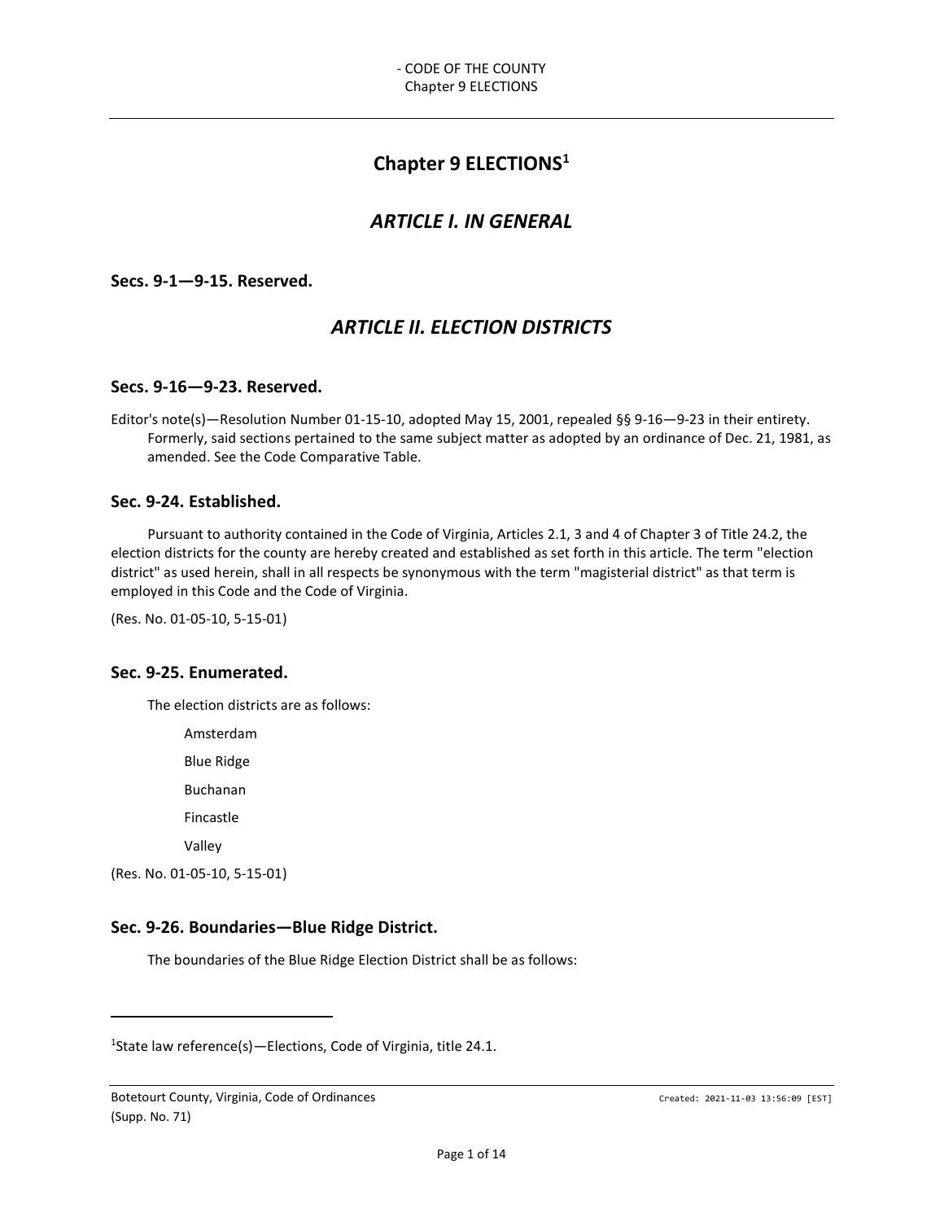# Chapter 9 ELECTIONS[1]

## *ARTICLE I. IN GENERAL*

### Secs. 9-1—9-15. Reserved.

## *ARTICLE II. ELECTION DISTRICTS*

### Secs. 9-16—9-23. Reserved.

Editor's note(s)—Resolution Number 01-15-10, adopted May 15, 2001, repealed §§ 9-16—9-23 in their entirety. Formerly, said sections pertained to the same subject matter as adopted by an ordinance of Dec. 21, 1981, as amended. See the Code Comparative Table.

### Sec. 9-24. Established.

Pursuant to authority contained in the Code of Virginia, Articles 2.1, 3 and 4 of Chapter 3 of Title 24.2, the election districts for the county are hereby created and established as set forth in this article. The term "election district" as used herein, shall in all respects be synonymous with the term "magisterial district" as that term is employed in this Code and the Code of Virginia.

(Res. No. 01-05-10, 5-15-01)

### Sec. 9-25. Enumerated.

The election districts are as follows:

Amsterdam

Blue Ridge

Buchanan

Fincastle

Valley

(Res. No. 01-05-10, 5-15-01)

### Sec. 9-26. Boundaries—Blue Ridge District.

The boundaries of the Blue Ridge Election District shall be as follows:

---

[1]State law reference(s)—Elections, Code of Virginia, title 24.1.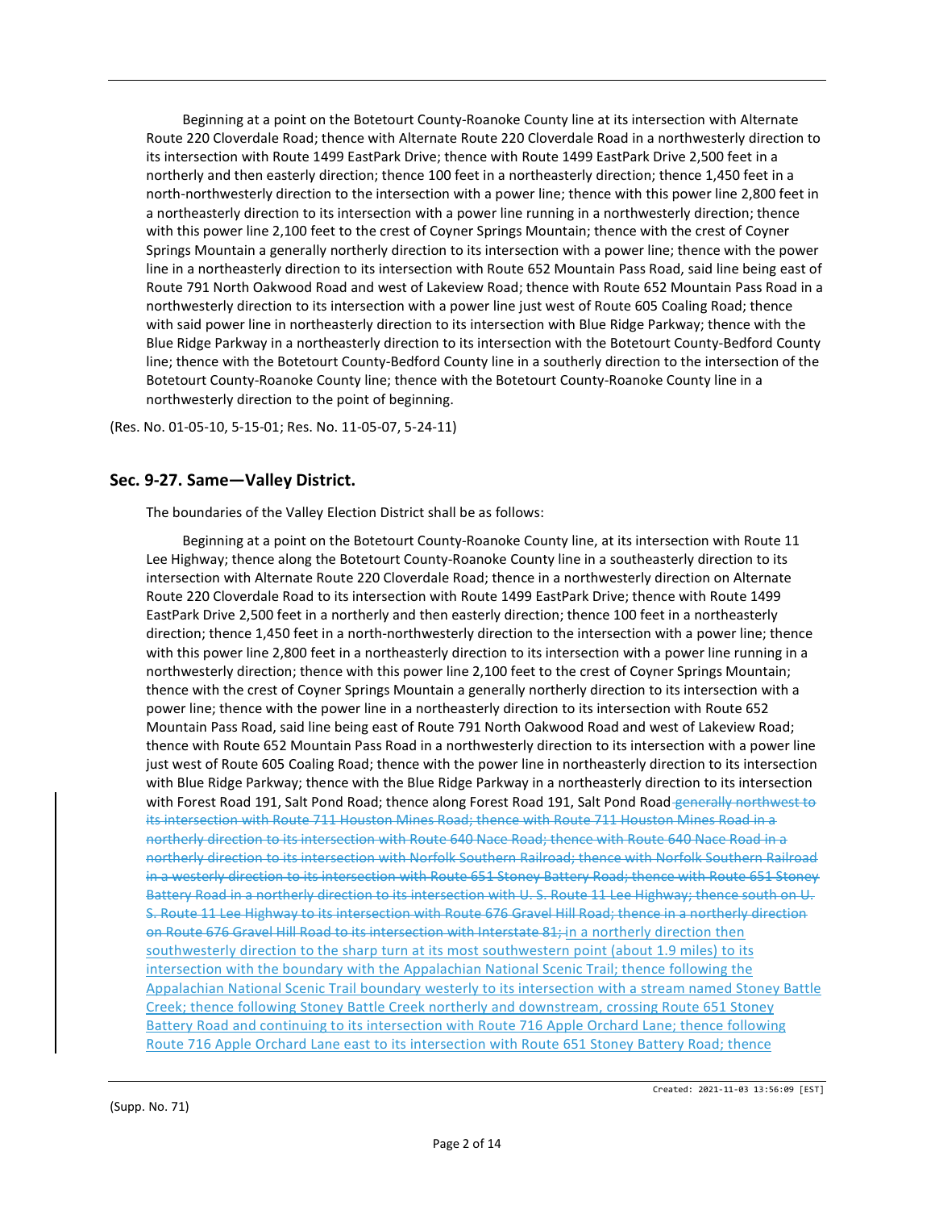Beginning at a point on the Botetourt County-Roanoke County line at its intersection with Alternate Route 220 Cloverdale Road; thence with Alternate Route 220 Cloverdale Road in a northwesterly direction to its intersection with Route 1499 EastPark Drive; thence with Route 1499 EastPark Drive 2,500 feet in a northerly and then easterly direction; thence 100 feet in a northeasterly direction; thence 1,450 feet in a north-northwesterly direction to the intersection with a power line; thence with this power line 2,800 feet in a northeasterly direction to its intersection with a power line running in a northwesterly direction; thence with this power line 2,100 feet to the crest of Coyner Springs Mountain; thence with the crest of Coyner Springs Mountain a generally northerly direction to its intersection with a power line; thence with the power line in a northeasterly direction to its intersection with Route 652 Mountain Pass Road, said line being east of Route 791 North Oakwood Road and west of Lakeview Road; thence with Route 652 Mountain Pass Road in a northwesterly direction to its intersection with a power line just west of Route 605 Coaling Road; thence with said power line in northeasterly direction to its intersection with Blue Ridge Parkway; thence with the Blue Ridge Parkway in a northeasterly direction to its intersection with the Botetourt County-Bedford County line; thence with the Botetourt County-Bedford County line in a southerly direction to the intersection of the Botetourt County-Roanoke County line; thence with the Botetourt County-Roanoke County line in a northwesterly direction to the point of beginning.

(Res. No. 01-05-10, 5-15-01; Res. No. 11-05-07, 5-24-11)

## Sec. 9-27. Same—Valley District.

The boundaries of the Valley Election District shall be as follows:

Beginning at a point on the Botetourt County-Roanoke County line, at its intersection with Route 11 Lee Highway; thence along the Botetourt County-Roanoke County line in a southeasterly direction to its intersection with Alternate Route 220 Cloverdale Road; thence in a northwesterly direction on Alternate Route 220 Cloverdale Road to its intersection with Route 1499 EastPark Drive; thence with Route 1499 EastPark Drive 2,500 feet in a northerly and then easterly direction; thence 100 feet in a northeasterly direction; thence 1,450 feet in a north-northwesterly direction to the intersection with a power line; thence with this power line 2,800 feet in a northeasterly direction to its intersection with a power line running in a northwesterly direction; thence with this power line 2,100 feet to the crest of Coyner Springs Mountain; thence with the crest of Coyner Springs Mountain a generally northerly direction to its intersection with a power line; thence with the power line in a northeasterly direction to its intersection with Route 652 Mountain Pass Road, said line being east of Route 791 North Oakwood Road and west of Lakeview Road; thence with Route 652 Mountain Pass Road in a northwesterly direction to its intersection with a power line just west of Route 605 Coaling Road; thence with the power line in northeasterly direction to its intersection with Blue Ridge Parkway; thence with the Blue Ridge Parkway in a northeasterly direction to its intersection with Forest Road 191, Salt Pond Road; thence along Forest Road 191, Salt Pond Road ~~generally northwest to its intersection with Route 711 Houston Mines Road; thence with Route 711 Houston Mines Road in a northerly direction to its intersection with Route 640 Nace Road; thence with Route 640 Nace Road in a northerly direction to its intersection with Norfolk Southern Railroad; thence with Norfolk Southern Railroad in a westerly direction to its intersection with Route 651 Stoney Battery Road; thence with Route 651 Stoney Battery Road in a northerly direction to its intersection with U. S. Route 11 Lee Highway; thence south on U. S. Route 11 Lee Highway to its intersection with Route 676 Gravel Hill Road; thence in a northerly direction on Route 676 Gravel Hill Road to its intersection with Interstate 81;~~ in a northerly direction then southwesterly direction to the sharp turn at its most southwestern point (about 1.9 miles) to its intersection with the boundary with the Appalachian National Scenic Trail; thence following the Appalachian National Scenic Trail boundary westerly to its intersection with a stream named Stoney Battle Creek; thence following Stoney Battle Creek northerly and downstream, crossing Route 651 Stoney Battery Road and continuing to its intersection with Route 716 Apple Orchard Lane; thence following Route 716 Apple Orchard Lane east to its intersection with Route 651 Stoney Battery Road; thence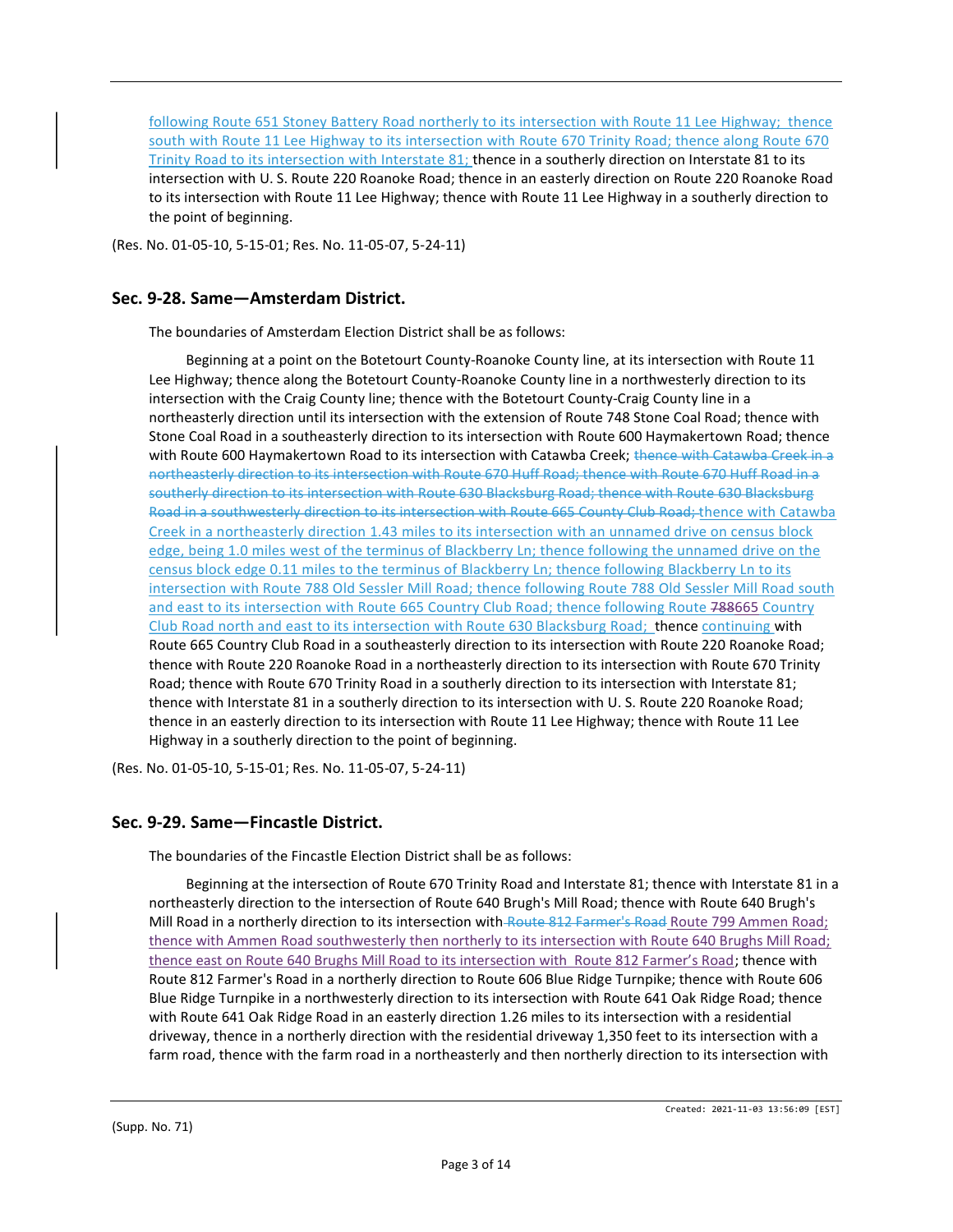following Route 651 Stoney Battery Road northerly to its intersection with Route 11 Lee Highway; thence south with Route 11 Lee Highway to its intersection with Route 670 Trinity Road; thence along Route 670 Trinity Road to its intersection with Interstate 81; thence in a southerly direction on Interstate 81 to its intersection with U. S. Route 220 Roanoke Road; thence in an easterly direction on Route 220 Roanoke Road to its intersection with Route 11 Lee Highway; thence with Route 11 Lee Highway in a southerly direction to the point of beginning.

(Res. No. 01-05-10, 5-15-01; Res. No. 11-05-07, 5-24-11)

## Sec. 9-28. Same—Amsterdam District.

The boundaries of Amsterdam Election District shall be as follows:

Beginning at a point on the Botetourt County-Roanoke County line, at its intersection with Route 11 Lee Highway; thence along the Botetourt County-Roanoke County line in a northwesterly direction to its intersection with the Craig County line; thence with the Botetourt County-Craig County line in a northeasterly direction until its intersection with the extension of Route 748 Stone Coal Road; thence with Stone Coal Road in a southeasterly direction to its intersection with Route 600 Haymakertown Road; thence with Route 600 Haymakertown Road to its intersection with Catawba Creek; ~~thence with Catawba Creek in a northeasterly direction to its intersection with Route 670 Huff Road; thence with Route 670 Huff Road in a southerly direction to its intersection with Route 630 Blacksburg Road; thence with Route 630 Blacksburg Road in a southwesterly direction to its intersection with Route 665 County Club Road;~~ thence with Catawba Creek in a northeasterly direction 1.43 miles to its intersection with an unnamed drive on census block edge, being 1.0 miles west of the terminus of Blackberry Ln; thence following the unnamed drive on the census block edge 0.11 miles to the terminus of Blackberry Ln; thence following Blackberry Ln to its intersection with Route 788 Old Sessler Mill Road; thence following Route 788 Old Sessler Mill Road south and east to its intersection with Route 665 Country Club Road; thence following Route ~~788~~665 Country Club Road north and east to its intersection with Route 630 Blacksburg Road; thence continuing with Route 665 Country Club Road in a southeasterly direction to its intersection with Route 220 Roanoke Road; thence with Route 220 Roanoke Road in a northeasterly direction to its intersection with Route 670 Trinity Road; thence with Route 670 Trinity Road in a southerly direction to its intersection with Interstate 81; thence with Interstate 81 in a southerly direction to its intersection with U. S. Route 220 Roanoke Road; thence in an easterly direction to its intersection with Route 11 Lee Highway; thence with Route 11 Lee Highway in a southerly direction to the point of beginning.

(Res. No. 01-05-10, 5-15-01; Res. No. 11-05-07, 5-24-11)

## Sec. 9-29. Same—Fincastle District.

The boundaries of the Fincastle Election District shall be as follows:

Beginning at the intersection of Route 670 Trinity Road and Interstate 81; thence with Interstate 81 in a northeasterly direction to the intersection of Route 640 Brugh's Mill Road; thence with Route 640 Brugh's Mill Road in a northerly direction to its intersection with ~~Route 812 Farmer's Road~~ Route 799 Ammen Road; thence with Ammen Road southwesterly then northerly to its intersection with Route 640 Brughs Mill Road; thence east on Route 640 Brughs Mill Road to its intersection with Route 812 Farmer's Road; thence with Route 812 Farmer's Road in a northerly direction to Route 606 Blue Ridge Turnpike; thence with Route 606 Blue Ridge Turnpike in a northwesterly direction to its intersection with Route 641 Oak Ridge Road; thence with Route 641 Oak Ridge Road in an easterly direction 1.26 miles to its intersection with a residential driveway, thence in a northerly direction with the residential driveway 1,350 feet to its intersection with a farm road, thence with the farm road in a northeasterly and then northerly direction to its intersection with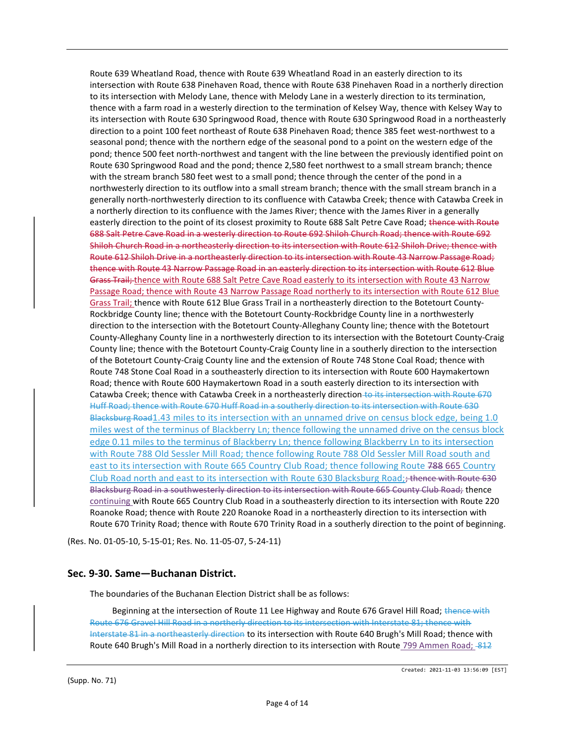Route 639 Wheatland Road, thence with Route 639 Wheatland Road in an easterly direction to its intersection with Route 638 Pinehaven Road, thence with Route 638 Pinehaven Road in a northerly direction to its intersection with Melody Lane, thence with Melody Lane in a westerly direction to its termination, thence with a farm road in a westerly direction to the termination of Kelsey Way, thence with Kelsey Way to its intersection with Route 630 Springwood Road, thence with Route 630 Springwood Road in a northeasterly direction to a point 100 feet northeast of Route 638 Pinehaven Road; thence 385 feet west-northwest to a seasonal pond; thence with the northern edge of the seasonal pond to a point on the western edge of the pond; thence 500 feet north-northwest and tangent with the line between the previously identified point on Route 630 Springwood Road and the pond; thence 2,580 feet northwest to a small stream branch; thence with the stream branch 580 feet west to a small pond; thence through the center of the pond in a northwesterly direction to its outflow into a small stream branch; thence with the small stream branch in a generally north-northwesterly direction to its confluence with Catawba Creek; thence with Catawba Creek in a northerly direction to its confluence with the James River; thence with the James River in a generally easterly direction to the point of its closest proximity to Route 688 Salt Petre Cave Road; ~~thence with Route 688 Salt Petre Cave Road in a westerly direction to Route 692 Shiloh Church Road; thence with Route 692 Shiloh Church Road in a northeasterly direction to its intersection with Route 612 Shiloh Drive; thence with Route 612 Shiloh Drive in a northeasterly direction to its intersection with Route 43 Narrow Passage Road; thence with Route 43 Narrow Passage Road in an easterly direction to its intersection with Route 612 Blue Grass Trail;~~ <u>thence with Route 688 Salt Petre Cave Road easterly to its intersection with Route 43 Narrow Passage Road; thence with Route 43 Narrow Passage Road northerly to its intersection with Route 612 Blue Grass Trail;</u> thence with Route 612 Blue Grass Trail in a northeasterly direction to the Botetourt County-Rockbridge County line; thence with the Botetourt County-Rockbridge County line in a northwesterly direction to the intersection with the Botetourt County-Alleghany County line; thence with the Botetourt County-Alleghany County line in a northwesterly direction to its intersection with the Botetourt County-Craig County line; thence with the Botetourt County-Craig County line in a southerly direction to the intersection of the Botetourt County-Craig County line and the extension of Route 748 Stone Coal Road; thence with Route 748 Stone Coal Road in a southeasterly direction to its intersection with Route 600 Haymakertown Road; thence with Route 600 Haymakertown Road in a south easterly direction to its intersection with Catawba Creek; thence with Catawba Creek in a northeasterly direction ~~to its intersection with Route 670 Huff Road; thence with Route 670 Huff Road in a southerly direction to its intersection with Route 630 Blacksburg Road~~<u>1.43 miles to its intersection with an unnamed drive on census block edge, being 1.0 miles west of the terminus of Blackberry Ln; thence following the unnamed drive on the census block edge 0.11 miles to the terminus of Blackberry Ln; thence following Blackberry Ln to its intersection with Route 788 Old Sessler Mill Road; thence following Route 788 Old Sessler Mill Road south and east to its intersection with Route 665 Country Club Road; thence following Route ~~788~~ 665 Country Club Road north and east to its intersection with Route 630 Blacksburg Road;</u>~~; thence with Route 630 Blacksburg Road in a southwesterly direction to its intersection with Route 665 County Club Road;~~ thence <u>continuing</u> with Route 665 Country Club Road in a southeasterly direction to its intersection with Route 220 Roanoke Road; thence with Route 220 Roanoke Road in a northeasterly direction to its intersection with Route 670 Trinity Road; thence with Route 670 Trinity Road in a southerly direction to the point of beginning.

(Res. No. 01-05-10, 5-15-01; Res. No. 11-05-07, 5-24-11)

## Sec. 9-30. Same—Buchanan District.

The boundaries of the Buchanan Election District shall be as follows:

Beginning at the intersection of Route 11 Lee Highway and Route 676 Gravel Hill Road; ~~thence with Route 676 Gravel Hill Road in a northerly direction to its intersection with Interstate 81; thence with Interstate 81 in a northeasterly direction~~ to its intersection with Route 640 Brugh's Mill Road; thence with Route 640 Brugh's Mill Road in a northerly direction to its intersection with Route <u>799 Ammen Road;</u> ~~812~~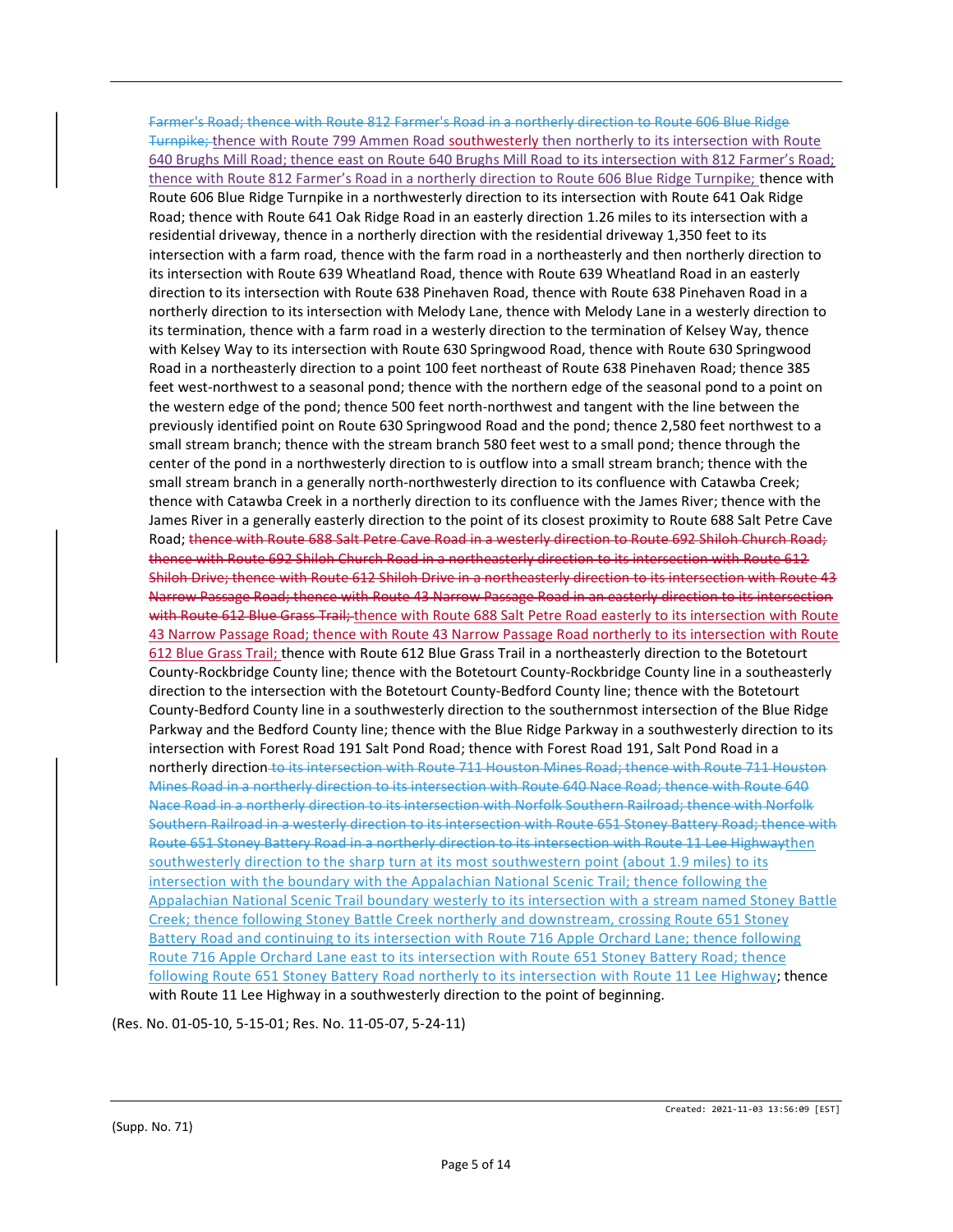~~Farmer's Road; thence with Route 812 Farmer's Road in a northerly direction to Route 606 Blue Ridge Turnpike;~~ thence with Route 799 Ammen Road southwesterly then northerly to its intersection with Route 640 Brughs Mill Road; thence east on Route 640 Brughs Mill Road to its intersection with 812 Farmer's Road; thence with Route 812 Farmer's Road in a northerly direction to Route 606 Blue Ridge Turnpike; thence with Route 606 Blue Ridge Turnpike in a northwesterly direction to its intersection with Route 641 Oak Ridge Road; thence with Route 641 Oak Ridge Road in an easterly direction 1.26 miles to its intersection with a residential driveway, thence in a northerly direction with the residential driveway 1,350 feet to its intersection with a farm road, thence with the farm road in a northeasterly and then northerly direction to its intersection with Route 639 Wheatland Road, thence with Route 639 Wheatland Road in an easterly direction to its intersection with Route 638 Pinehaven Road, thence with Route 638 Pinehaven Road in a northerly direction to its intersection with Melody Lane, thence with Melody Lane in a westerly direction to its termination, thence with a farm road in a westerly direction to the termination of Kelsey Way, thence with Kelsey Way to its intersection with Route 630 Springwood Road, thence with Route 630 Springwood Road in a northeasterly direction to a point 100 feet northeast of Route 638 Pinehaven Road; thence 385 feet west-northwest to a seasonal pond; thence with the northern edge of the seasonal pond to a point on the western edge of the pond; thence 500 feet north-northwest and tangent with the line between the previously identified point on Route 630 Springwood Road and the pond; thence 2,580 feet northwest to a small stream branch; thence with the stream branch 580 feet west to a small pond; thence through the center of the pond in a northwesterly direction to is outflow into a small stream branch; thence with the small stream branch in a generally north-northwesterly direction to its confluence with Catawba Creek; thence with Catawba Creek in a northerly direction to its confluence with the James River; thence with the James River in a generally easterly direction to the point of its closest proximity to Route 688 Salt Petre Cave Road; ~~thence with Route 688 Salt Petre Cave Road in a westerly direction to Route 692 Shiloh Church Road; thence with Route 692 Shiloh Church Road in a northeasterly direction to its intersection with Route 612 Shiloh Drive; thence with Route 612 Shiloh Drive in a northeasterly direction to its intersection with Route 43 Narrow Passage Road; thence with Route 43 Narrow Passage Road in an easterly direction to its intersection with Route 612 Blue Grass Trail;~~ thence with Route 688 Salt Petre Road easterly to its intersection with Route 43 Narrow Passage Road; thence with Route 43 Narrow Passage Road northerly to its intersection with Route 612 Blue Grass Trail; thence with Route 612 Blue Grass Trail in a northeasterly direction to the Botetourt County-Rockbridge County line; thence with the Botetourt County-Rockbridge County line in a southeasterly direction to the intersection with the Botetourt County-Bedford County line; thence with the Botetourt County-Bedford County line in a southwesterly direction to the southernmost intersection of the Blue Ridge Parkway and the Bedford County line; thence with the Blue Ridge Parkway in a southwesterly direction to its intersection with Forest Road 191 Salt Pond Road; thence with Forest Road 191, Salt Pond Road in a northerly direction ~~to its intersection with Route 711 Houston Mines Road; thence with Route 711 Houston Mines Road in a northerly direction to its intersection with Route 640 Nace Road; thence with Route 640 Nace Road in a northerly direction to its intersection with Norfolk Southern Railroad; thence with Norfolk Southern Railroad in a westerly direction to its intersection with Route 651 Stoney Battery Road; thence with Route 651 Stoney Battery Road in a northerly direction to its intersection with Route 11 Lee Highway~~then southwesterly direction to the sharp turn at its most southwestern point (about 1.9 miles) to its intersection with the boundary with the Appalachian National Scenic Trail; thence following the Appalachian National Scenic Trail boundary westerly to its intersection with a stream named Stoney Battle Creek; thence following Stoney Battle Creek northerly and downstream, crossing Route 651 Stoney Battery Road and continuing to its intersection with Route 716 Apple Orchard Lane; thence following Route 716 Apple Orchard Lane east to its intersection with Route 651 Stoney Battery Road; thence following Route 651 Stoney Battery Road northerly to its intersection with Route 11 Lee Highway; thence with Route 11 Lee Highway in a southwesterly direction to the point of beginning.

(Res. No. 01-05-10, 5-15-01; Res. No. 11-05-07, 5-24-11)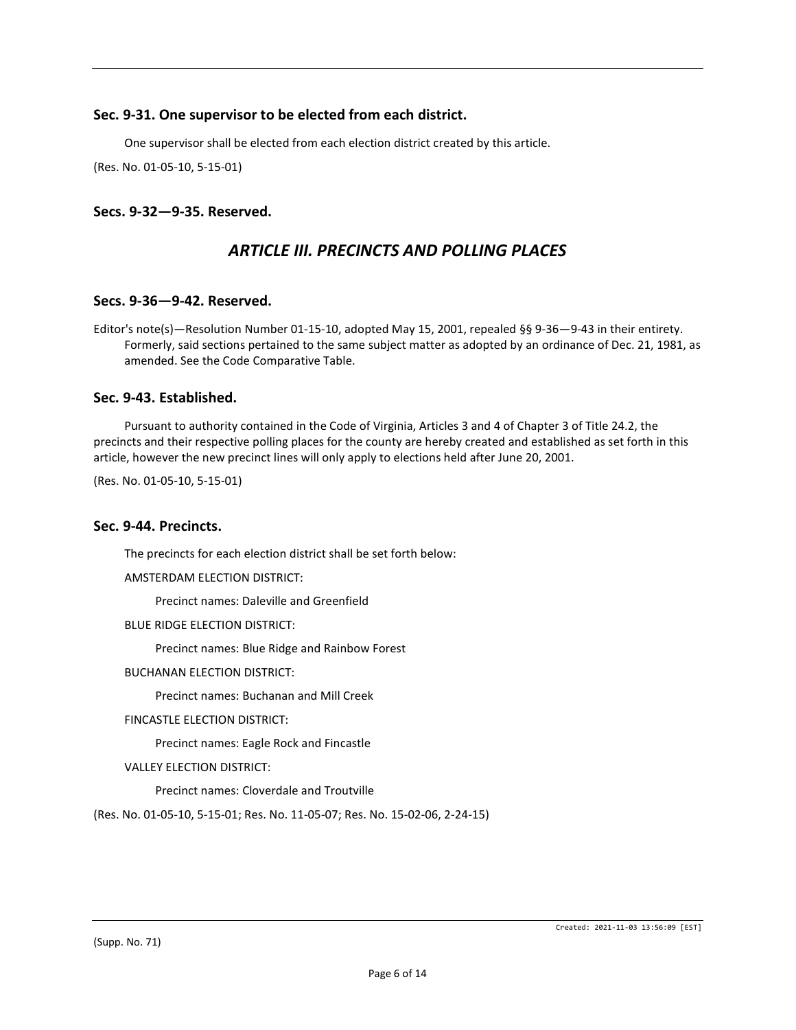### Sec. 9-31. One supervisor to be elected from each district.

One supervisor shall be elected from each election district created by this article.

(Res. No. 01-05-10, 5-15-01)

### Secs. 9-32—9-35. Reserved.

## *ARTICLE III. PRECINCTS AND POLLING PLACES*

### Secs. 9-36—9-42. Reserved.

Editor's note(s)—Resolution Number 01-15-10, adopted May 15, 2001, repealed §§ 9-36—9-43 in their entirety. Formerly, said sections pertained to the same subject matter as adopted by an ordinance of Dec. 21, 1981, as amended. See the Code Comparative Table.

### Sec. 9-43. Established.

Pursuant to authority contained in the Code of Virginia, Articles 3 and 4 of Chapter 3 of Title 24.2, the precincts and their respective polling places for the county are hereby created and established as set forth in this article, however the new precinct lines will only apply to elections held after June 20, 2001.

(Res. No. 01-05-10, 5-15-01)

### Sec. 9-44. Precincts.

The precincts for each election district shall be set forth below:

AMSTERDAM ELECTION DISTRICT:

Precinct names: Daleville and Greenfield

BLUE RIDGE ELECTION DISTRICT:

Precinct names: Blue Ridge and Rainbow Forest

BUCHANAN ELECTION DISTRICT:

Precinct names: Buchanan and Mill Creek

FINCASTLE ELECTION DISTRICT:

Precinct names: Eagle Rock and Fincastle

VALLEY ELECTION DISTRICT:

Precinct names: Cloverdale and Troutville

(Res. No. 01-05-10, 5-15-01; Res. No. 11-05-07; Res. No. 15-02-06, 2-24-15)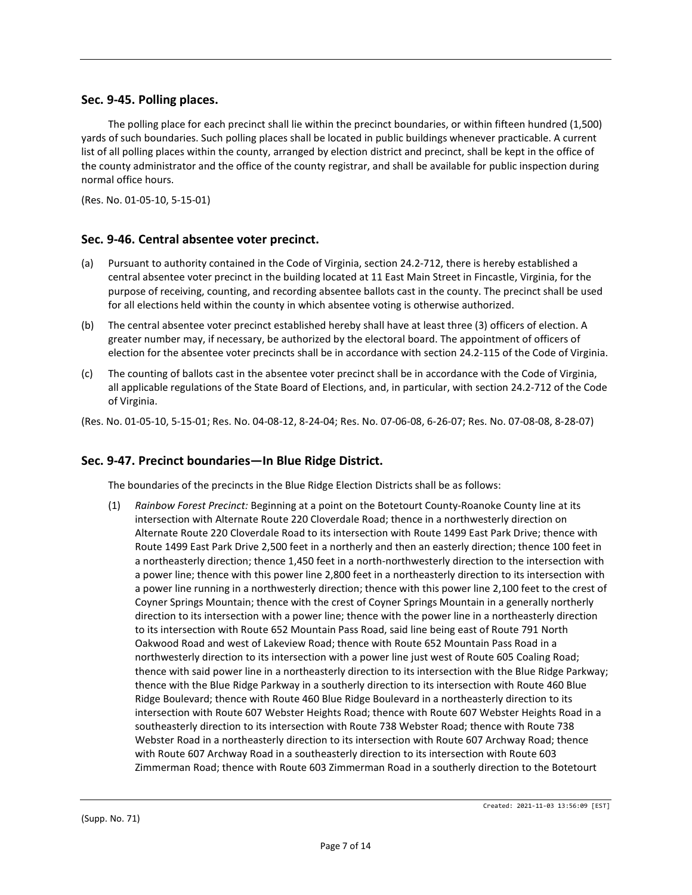## Sec. 9-45. Polling places.

The polling place for each precinct shall lie within the precinct boundaries, or within fifteen hundred (1,500) yards of such boundaries. Such polling places shall be located in public buildings whenever practicable. A current list of all polling places within the county, arranged by election district and precinct, shall be kept in the office of the county administrator and the office of the county registrar, and shall be available for public inspection during normal office hours.

(Res. No. 01-05-10, 5-15-01)

## Sec. 9-46. Central absentee voter precinct.

(a) Pursuant to authority contained in the Code of Virginia, section 24.2-712, there is hereby established a central absentee voter precinct in the building located at 11 East Main Street in Fincastle, Virginia, for the purpose of receiving, counting, and recording absentee ballots cast in the county. The precinct shall be used for all elections held within the county in which absentee voting is otherwise authorized.

(b) The central absentee voter precinct established hereby shall have at least three (3) officers of election. A greater number may, if necessary, be authorized by the electoral board. The appointment of officers of election for the absentee voter precincts shall be in accordance with section 24.2-115 of the Code of Virginia.

(c) The counting of ballots cast in the absentee voter precinct shall be in accordance with the Code of Virginia, all applicable regulations of the State Board of Elections, and, in particular, with section 24.2-712 of the Code of Virginia.

(Res. No. 01-05-10, 5-15-01; Res. No. 04-08-12, 8-24-04; Res. No. 07-06-08, 6-26-07; Res. No. 07-08-08, 8-28-07)

## Sec. 9-47. Precinct boundaries—In Blue Ridge District.

The boundaries of the precincts in the Blue Ridge Election Districts shall be as follows:

(1) *Rainbow Forest Precinct:* Beginning at a point on the Botetourt County-Roanoke County line at its intersection with Alternate Route 220 Cloverdale Road; thence in a northwesterly direction on Alternate Route 220 Cloverdale Road to its intersection with Route 1499 East Park Drive; thence with Route 1499 East Park Drive 2,500 feet in a northerly and then an easterly direction; thence 100 feet in a northeasterly direction; thence 1,450 feet in a north-northwesterly direction to the intersection with a power line; thence with this power line 2,800 feet in a northeasterly direction to its intersection with a power line running in a northwesterly direction; thence with this power line 2,100 feet to the crest of Coyner Springs Mountain; thence with the crest of Coyner Springs Mountain in a generally northerly direction to its intersection with a power line; thence with the power line in a northeasterly direction to its intersection with Route 652 Mountain Pass Road, said line being east of Route 791 North Oakwood Road and west of Lakeview Road; thence with Route 652 Mountain Pass Road in a northwesterly direction to its intersection with a power line just west of Route 605 Coaling Road; thence with said power line in a northeasterly direction to its intersection with the Blue Ridge Parkway; thence with the Blue Ridge Parkway in a southerly direction to its intersection with Route 460 Blue Ridge Boulevard; thence with Route 460 Blue Ridge Boulevard in a northeasterly direction to its intersection with Route 607 Webster Heights Road; thence with Route 607 Webster Heights Road in a southeasterly direction to its intersection with Route 738 Webster Road; thence with Route 738 Webster Road in a northeasterly direction to its intersection with Route 607 Archway Road; thence with Route 607 Archway Road in a southeasterly direction to its intersection with Route 603 Zimmerman Road; thence with Route 603 Zimmerman Road in a southerly direction to the Botetourt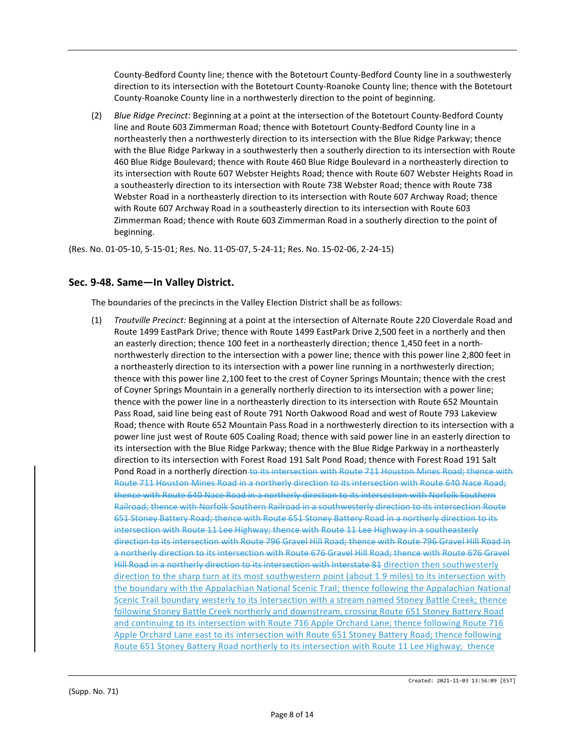County-Bedford County line; thence with the Botetourt County-Bedford County line in a southwesterly direction to its intersection with the Botetourt County-Roanoke County line; thence with the Botetourt County-Roanoke County line in a northwesterly direction to the point of beginning.

(2) *Blue Ridge Precinct:* Beginning at a point at the intersection of the Botetourt County-Bedford County line and Route 603 Zimmerman Road; thence with Botetourt County-Bedford County line in a northeasterly then a northwesterly direction to its intersection with the Blue Ridge Parkway; thence with the Blue Ridge Parkway in a southwesterly then a southerly direction to its intersection with Route 460 Blue Ridge Boulevard; thence with Route 460 Blue Ridge Boulevard in a northeasterly direction to its intersection with Route 607 Webster Heights Road; thence with Route 607 Webster Heights Road in a southeasterly direction to its intersection with Route 738 Webster Road; thence with Route 738 Webster Road in a northeasterly direction to its intersection with Route 607 Archway Road; thence with Route 607 Archway Road in a southeasterly direction to its intersection with Route 603 Zimmerman Road; thence with Route 603 Zimmerman Road in a southerly direction to the point of beginning.

(Res. No. 01-05-10, 5-15-01; Res. No. 11-05-07, 5-24-11; Res. No. 15-02-06, 2-24-15)

## Sec. 9-48. Same—In Valley District.

The boundaries of the precincts in the Valley Election District shall be as follows:

(1) *Troutville Precinct:* Beginning at a point at the intersection of Alternate Route 220 Cloverdale Road and Route 1499 EastPark Drive; thence with Route 1499 EastPark Drive 2,500 feet in a northerly and then an easterly direction; thence 100 feet in a northeasterly direction; thence 1,450 feet in a north-northwesterly direction to the intersection with a power line; thence with this power line 2,800 feet in a northeasterly direction to its intersection with a power line running in a northwesterly direction; thence with this power line 2,100 feet to the crest of Coyner Springs Mountain; thence with the crest of Coyner Springs Mountain in a generally northerly direction to its intersection with a power line; thence with the power line in a northeasterly direction to its intersection with Route 652 Mountain Pass Road, said line being east of Route 791 North Oakwood Road and west of Route 793 Lakeview Road; thence with Route 652 Mountain Pass Road in a northwesterly direction to its intersection with a power line just west of Route 605 Coaling Road; thence with said power line in an easterly direction to its intersection with the Blue Ridge Parkway; thence with the Blue Ridge Parkway in a northeasterly direction to its intersection with Forest Road 191 Salt Pond Road; thence with Forest Road 191 Salt Pond Road in a northerly direction ~~to its intersection with Route 711 Houston Mines Road; thence with Route 711 Houston Mines Road in a northerly direction to its intersection with Route 640 Nace Road; thence with Route 640 Nace Road in a northerly direction to its intersection with Norfolk Southern Railroad; thence with Norfolk Southern Railroad in a southwesterly direction to its intersection Route 651 Stoney Battery Road; thence with Route 651 Stoney Battery Road in a northerly direction to its intersection with Route 11 Lee Highway; thence with Route 11 Lee Highway in a southeasterly direction to its intersection with Route 796 Gravel Hill Road; thence with Route 796 Gravel Hill Road in a northerly direction to its intersection with Route 676 Gravel Hill Road; thence with Route 676 Gravel Hill Road in a northerly direction to its intersection with Interstate 81~~ <u>direction then southwesterly direction to the sharp turn at its most southwestern point (about 1.9 miles) to its intersection with the boundary with the Appalachian National Scenic Trail; thence following the Appalachian National Scenic Trail boundary westerly to its intersection with a stream named Stoney Battle Creek; thence following Stoney Battle Creek northerly and downstream, crossing Route 651 Stoney Battery Road and continuing to its intersection with Route 716 Apple Orchard Lane; thence following Route 716 Apple Orchard Lane east to its intersection with Route 651 Stoney Battery Road; thence following Route 651 Stoney Battery Road northerly to its intersection with Route 11 Lee Highway; thence</u>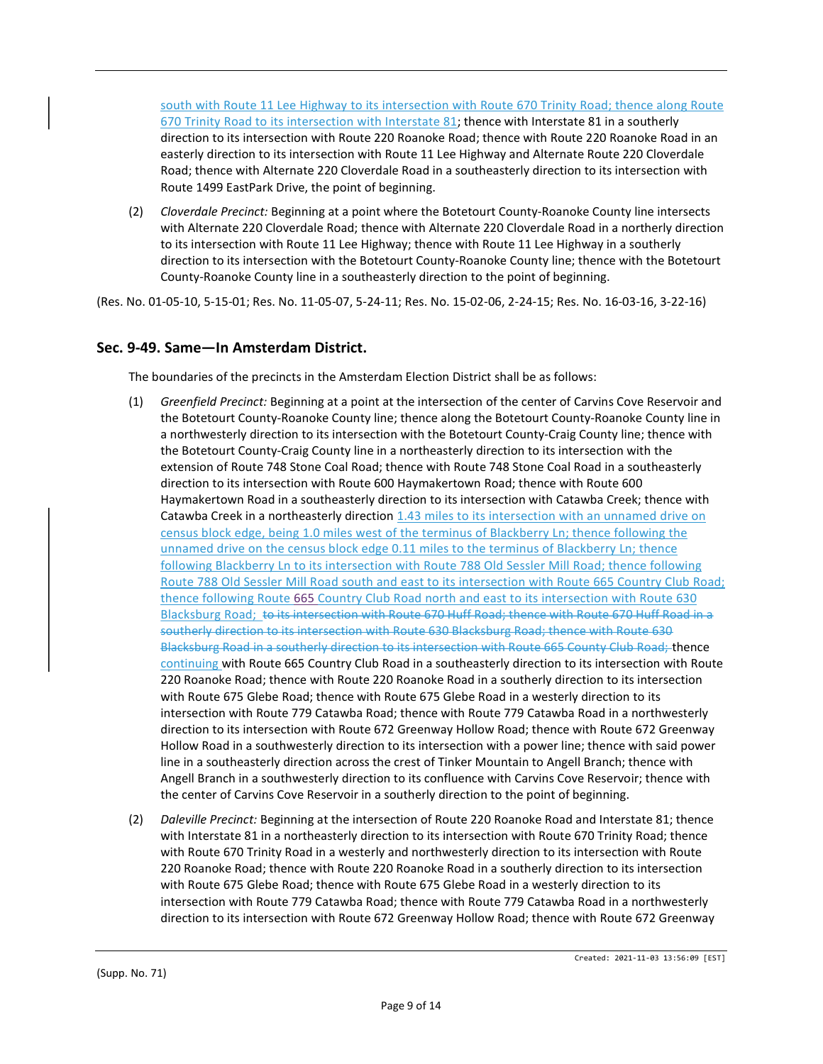south with Route 11 Lee Highway to its intersection with Route 670 Trinity Road; thence along Route 670 Trinity Road to its intersection with Interstate 81; thence with Interstate 81 in a southerly direction to its intersection with Route 220 Roanoke Road; thence with Route 220 Roanoke Road in an easterly direction to its intersection with Route 11 Lee Highway and Alternate Route 220 Cloverdale Road; thence with Alternate 220 Cloverdale Road in a southeasterly direction to its intersection with Route 1499 EastPark Drive, the point of beginning.

(2) *Cloverdale Precinct:* Beginning at a point where the Botetourt County-Roanoke County line intersects with Alternate 220 Cloverdale Road; thence with Alternate 220 Cloverdale Road in a northerly direction to its intersection with Route 11 Lee Highway; thence with Route 11 Lee Highway in a southerly direction to its intersection with the Botetourt County-Roanoke County line; thence with the Botetourt County-Roanoke County line in a southeasterly direction to the point of beginning.

(Res. No. 01-05-10, 5-15-01; Res. No. 11-05-07, 5-24-11; Res. No. 15-02-06, 2-24-15; Res. No. 16-03-16, 3-22-16)

## Sec. 9-49. Same—In Amsterdam District.

The boundaries of the precincts in the Amsterdam Election District shall be as follows:

(1) *Greenfield Precinct:* Beginning at a point at the intersection of the center of Carvins Cove Reservoir and the Botetourt County-Roanoke County line; thence along the Botetourt County-Roanoke County line in a northwesterly direction to its intersection with the Botetourt County-Craig County line; thence with the Botetourt County-Craig County line in a northeasterly direction to its intersection with the extension of Route 748 Stone Coal Road; thence with Route 748 Stone Coal Road in a southeasterly direction to its intersection with Route 600 Haymakertown Road; thence with Route 600 Haymakertown Road in a southeasterly direction to its intersection with Catawba Creek; thence with Catawba Creek in a northeasterly direction 1.43 miles to its intersection with an unnamed drive on census block edge, being 1.0 miles west of the terminus of Blackberry Ln; thence following the unnamed drive on the census block edge 0.11 miles to the terminus of Blackberry Ln; thence following Blackberry Ln to its intersection with Route 788 Old Sessler Mill Road; thence following Route 788 Old Sessler Mill Road south and east to its intersection with Route 665 Country Club Road; thence following Route 665 Country Club Road north and east to its intersection with Route 630 Blacksburg Road; ~~to its intersection with Route 670 Huff Road; thence with Route 670 Huff Road in a southerly direction to its intersection with Route 630 Blacksburg Road; thence with Route 630 Blacksburg Road in a southerly direction to its intersection with Route 665 County Club Road;~~ thence continuing with Route 665 Country Club Road in a southeasterly direction to its intersection with Route 220 Roanoke Road; thence with Route 220 Roanoke Road in a southerly direction to its intersection with Route 675 Glebe Road; thence with Route 675 Glebe Road in a westerly direction to its intersection with Route 779 Catawba Road; thence with Route 779 Catawba Road in a northwesterly direction to its intersection with Route 672 Greenway Hollow Road; thence with Route 672 Greenway Hollow Road in a southwesterly direction to its intersection with a power line; thence with said power line in a southeasterly direction across the crest of Tinker Mountain to Angell Branch; thence with Angell Branch in a southwesterly direction to its confluence with Carvins Cove Reservoir; thence with the center of Carvins Cove Reservoir in a southerly direction to the point of beginning.

(2) *Daleville Precinct:* Beginning at the intersection of Route 220 Roanoke Road and Interstate 81; thence with Interstate 81 in a northeasterly direction to its intersection with Route 670 Trinity Road; thence with Route 670 Trinity Road in a westerly and northwesterly direction to its intersection with Route 220 Roanoke Road; thence with Route 220 Roanoke Road in a southerly direction to its intersection with Route 675 Glebe Road; thence with Route 675 Glebe Road in a westerly direction to its intersection with Route 779 Catawba Road; thence with Route 779 Catawba Road in a northwesterly direction to its intersection with Route 672 Greenway Hollow Road; thence with Route 672 Greenway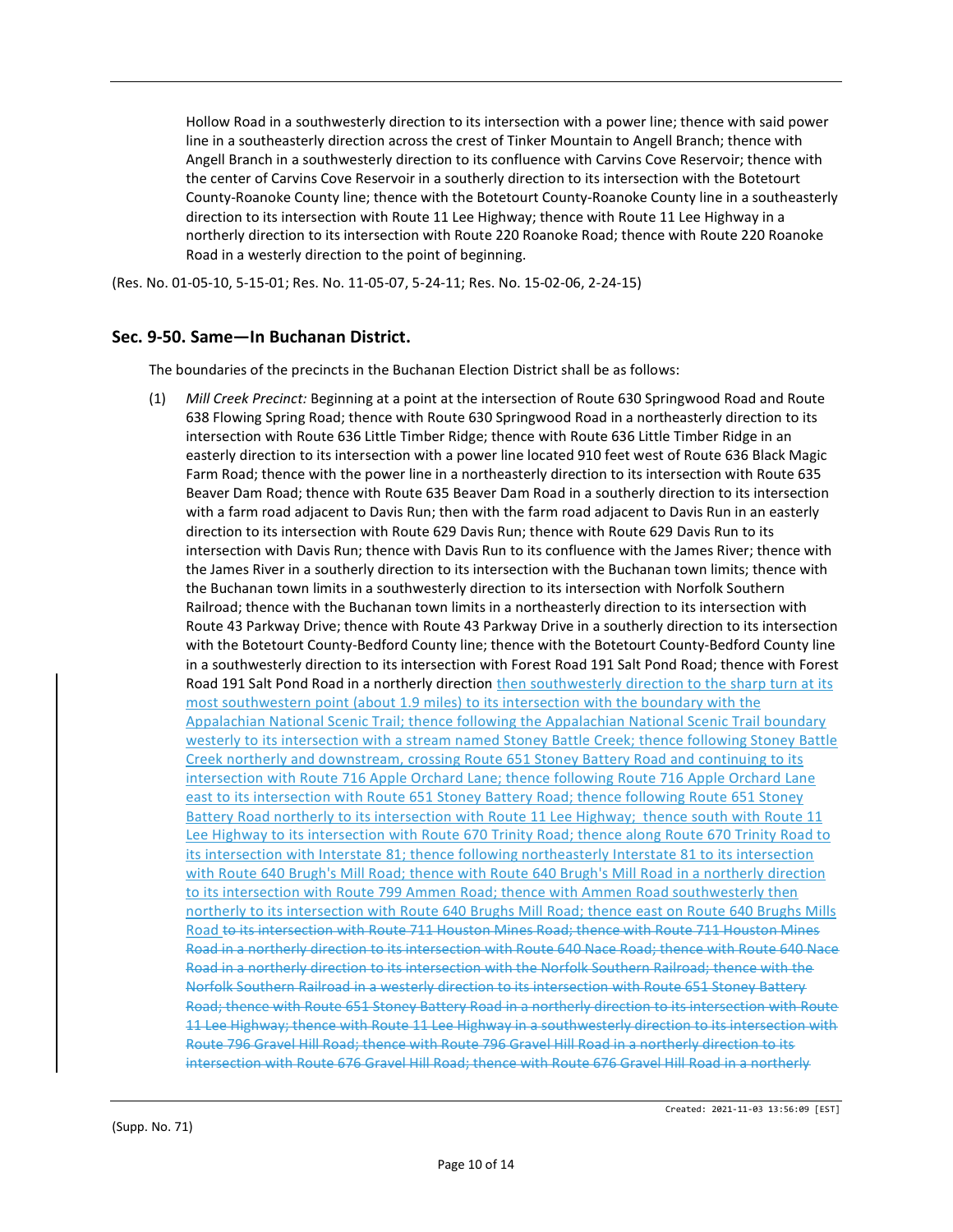Hollow Road in a southwesterly direction to its intersection with a power line; thence with said power line in a southeasterly direction across the crest of Tinker Mountain to Angell Branch; thence with Angell Branch in a southwesterly direction to its confluence with Carvins Cove Reservoir; thence with the center of Carvins Cove Reservoir in a southerly direction to its intersection with the Botetourt County-Roanoke County line; thence with the Botetourt County-Roanoke County line in a southeasterly direction to its intersection with Route 11 Lee Highway; thence with Route 11 Lee Highway in a northerly direction to its intersection with Route 220 Roanoke Road; thence with Route 220 Roanoke Road in a westerly direction to the point of beginning.

(Res. No. 01-05-10, 5-15-01; Res. No. 11-05-07, 5-24-11; Res. No. 15-02-06, 2-24-15)

## Sec. 9-50. Same—In Buchanan District.

The boundaries of the precincts in the Buchanan Election District shall be as follows:

(1) *Mill Creek Precinct:* Beginning at a point at the intersection of Route 630 Springwood Road and Route 638 Flowing Spring Road; thence with Route 630 Springwood Road in a northeasterly direction to its intersection with Route 636 Little Timber Ridge; thence with Route 636 Little Timber Ridge in an easterly direction to its intersection with a power line located 910 feet west of Route 636 Black Magic Farm Road; thence with the power line in a northeasterly direction to its intersection with Route 635 Beaver Dam Road; thence with Route 635 Beaver Dam Road in a southerly direction to its intersection with a farm road adjacent to Davis Run; then with the farm road adjacent to Davis Run in an easterly direction to its intersection with Route 629 Davis Run; thence with Route 629 Davis Run to its intersection with Davis Run; thence with Davis Run to its confluence with the James River; thence with the James River in a southerly direction to its intersection with the Buchanan town limits; thence with the Buchanan town limits in a southwesterly direction to its intersection with Norfolk Southern Railroad; thence with the Buchanan town limits in a northeasterly direction to its intersection with Route 43 Parkway Drive; thence with Route 43 Parkway Drive in a southerly direction to its intersection with the Botetourt County-Bedford County line; thence with the Botetourt County-Bedford County line in a southwesterly direction to its intersection with Forest Road 191 Salt Pond Road; thence with Forest Road 191 Salt Pond Road in a northerly direction then southwesterly direction to the sharp turn at its most southwestern point (about 1.9 miles) to its intersection with the boundary with the Appalachian National Scenic Trail; thence following the Appalachian National Scenic Trail boundary westerly to its intersection with a stream named Stoney Battle Creek; thence following Stoney Battle Creek northerly and downstream, crossing Route 651 Stoney Battery Road and continuing to its intersection with Route 716 Apple Orchard Lane; thence following Route 716 Apple Orchard Lane east to its intersection with Route 651 Stoney Battery Road; thence following Route 651 Stoney Battery Road northerly to its intersection with Route 11 Lee Highway; thence south with Route 11 Lee Highway to its intersection with Route 670 Trinity Road; thence along Route 670 Trinity Road to its intersection with Interstate 81; thence following northeasterly Interstate 81 to its intersection with Route 640 Brugh's Mill Road; thence with Route 640 Brugh's Mill Road in a northerly direction to its intersection with Route 799 Ammen Road; thence with Ammen Road southwesterly then northerly to its intersection with Route 640 Brughs Mill Road; thence east on Route 640 Brughs Mills Road ~~to its intersection with Route 711 Houston Mines Road; thence with Route 711 Houston Mines Road in a northerly direction to its intersection with Route 640 Nace Road; thence with Route 640 Nace Road in a northerly direction to its intersection with the Norfolk Southern Railroad; thence with the Norfolk Southern Railroad in a westerly direction to its intersection with Route 651 Stoney Battery Road; thence with Route 651 Stoney Battery Road in a northerly direction to its intersection with Route 11 Lee Highway; thence with Route 11 Lee Highway in a southwesterly direction to its intersection with Route 796 Gravel Hill Road; thence with Route 796 Gravel Hill Road in a northerly direction to its intersection with Route 676 Gravel Hill Road; thence with Route 676 Gravel Hill Road in a northerly~~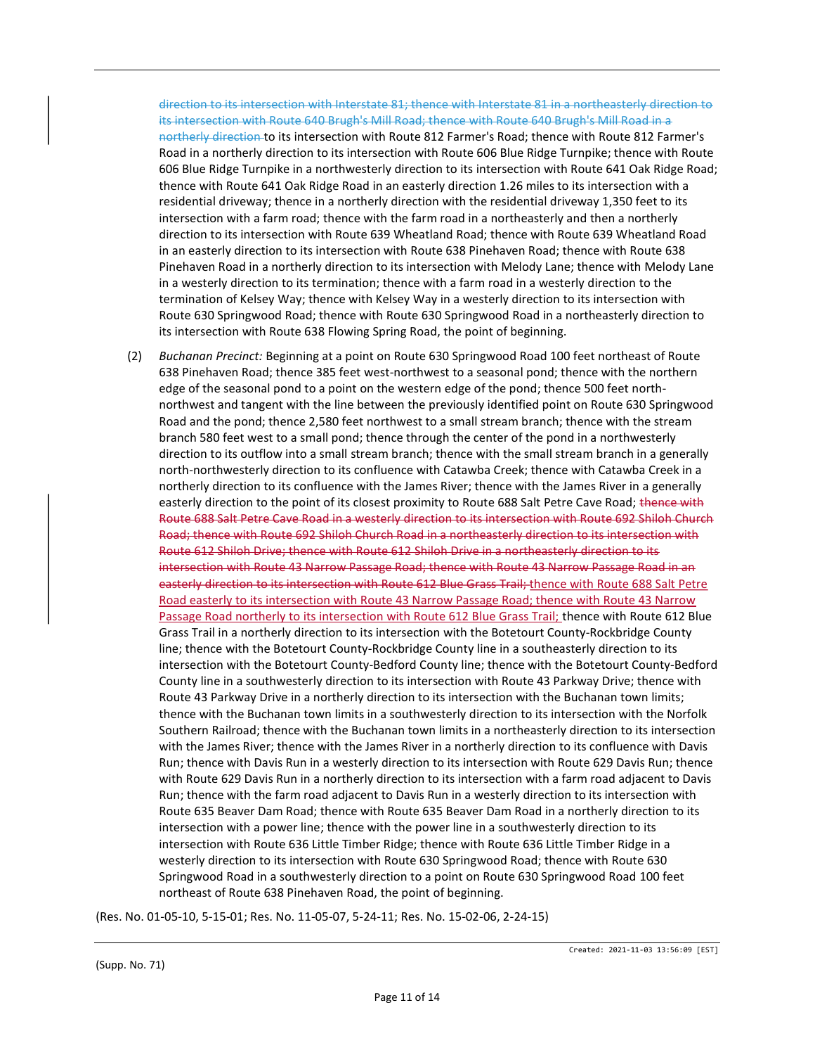~~direction to its intersection with Interstate 81; thence with Interstate 81 in a northeasterly direction to its intersection with Route 640 Brugh's Mill Road; thence with Route 640 Brugh's Mill Road in a northerly direction~~ to its intersection with Route 812 Farmer's Road; thence with Route 812 Farmer's Road in a northerly direction to its intersection with Route 606 Blue Ridge Turnpike; thence with Route 606 Blue Ridge Turnpike in a northwesterly direction to its intersection with Route 641 Oak Ridge Road; thence with Route 641 Oak Ridge Road in an easterly direction 1.26 miles to its intersection with a residential driveway; thence in a northerly direction with the residential driveway 1,350 feet to its intersection with a farm road; thence with the farm road in a northeasterly and then a northerly direction to its intersection with Route 639 Wheatland Road; thence with Route 639 Wheatland Road in an easterly direction to its intersection with Route 638 Pinehaven Road; thence with Route 638 Pinehaven Road in a northerly direction to its intersection with Melody Lane; thence with Melody Lane in a westerly direction to its termination; thence with a farm road in a westerly direction to the termination of Kelsey Way; thence with Kelsey Way in a westerly direction to its intersection with Route 630 Springwood Road; thence with Route 630 Springwood Road in a northeasterly direction to its intersection with Route 638 Flowing Spring Road, the point of beginning.

(2) *Buchanan Precinct:* Beginning at a point on Route 630 Springwood Road 100 feet northeast of Route 638 Pinehaven Road; thence 385 feet west-northwest to a seasonal pond; thence with the northern edge of the seasonal pond to a point on the western edge of the pond; thence 500 feet north-northwest and tangent with the line between the previously identified point on Route 630 Springwood Road and the pond; thence 2,580 feet northwest to a small stream branch; thence with the stream branch 580 feet west to a small pond; thence through the center of the pond in a northwesterly direction to its outflow into a small stream branch; thence with the small stream branch in a generally north-northwesterly direction to its confluence with Catawba Creek; thence with Catawba Creek in a northerly direction to its confluence with the James River; thence with the James River in a generally easterly direction to the point of its closest proximity to Route 688 Salt Petre Cave Road; ~~thence with Route 688 Salt Petre Cave Road in a westerly direction to its intersection with Route 692 Shiloh Church Road; thence with Route 692 Shiloh Church Road in a northeasterly direction to its intersection with Route 612 Shiloh Drive; thence with Route 612 Shiloh Drive in a northeasterly direction to its intersection with Route 43 Narrow Passage Road; thence with Route 43 Narrow Passage Road in an easterly direction to its intersection with Route 612 Blue Grass Trail;~~ <u>thence with Route 688 Salt Petre Road easterly to its intersection with Route 43 Narrow Passage Road; thence with Route 43 Narrow Passage Road northerly to its intersection with Route 612 Blue Grass Trail;</u> thence with Route 612 Blue Grass Trail in a northerly direction to its intersection with the Botetourt County-Rockbridge County line; thence with the Botetourt County-Rockbridge County line in a southeasterly direction to its intersection with the Botetourt County-Bedford County line; thence with the Botetourt County-Bedford County line in a southwesterly direction to its intersection with Route 43 Parkway Drive; thence with Route 43 Parkway Drive in a northerly direction to its intersection with the Buchanan town limits; thence with the Buchanan town limits in a southwesterly direction to its intersection with the Norfolk Southern Railroad; thence with the Buchanan town limits in a northeasterly direction to its intersection with the James River; thence with the James River in a northerly direction to its confluence with Davis Run; thence with Davis Run in a westerly direction to its intersection with Route 629 Davis Run; thence with Route 629 Davis Run in a northerly direction to its intersection with a farm road adjacent to Davis Run; thence with the farm road adjacent to Davis Run in a westerly direction to its intersection with Route 635 Beaver Dam Road; thence with Route 635 Beaver Dam Road in a northerly direction to its intersection with a power line; thence with the power line in a southwesterly direction to its intersection with Route 636 Little Timber Ridge; thence with Route 636 Little Timber Ridge in a westerly direction to its intersection with Route 630 Springwood Road; thence with Route 630 Springwood Road in a southwesterly direction to a point on Route 630 Springwood Road 100 feet northeast of Route 638 Pinehaven Road, the point of beginning.

(Res. No. 01-05-10, 5-15-01; Res. No. 11-05-07, 5-24-11; Res. No. 15-02-06, 2-24-15)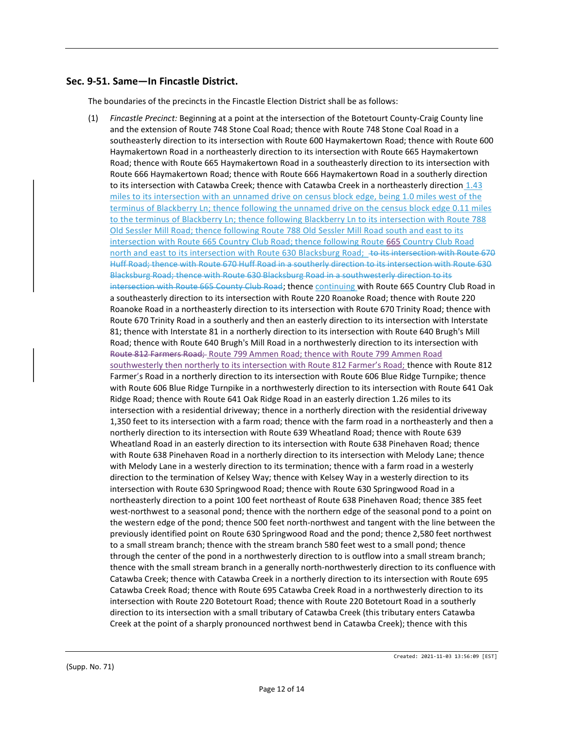## Sec. 9-51. Same—In Fincastle District.

The boundaries of the precincts in the Fincastle Election District shall be as follows:

(1) *Fincastle Precinct:* Beginning at a point at the intersection of the Botetourt County-Craig County line and the extension of Route 748 Stone Coal Road; thence with Route 748 Stone Coal Road in a southeasterly direction to its intersection with Route 600 Haymakertown Road; thence with Route 600 Haymakertown Road in a northeasterly direction to its intersection with Route 665 Haymakertown Road; thence with Route 665 Haymakertown Road in a southeasterly direction to its intersection with Route 666 Haymakertown Road; thence with Route 666 Haymakertown Road in a southerly direction to its intersection with Catawba Creek; thence with Catawba Creek in a northeasterly direction 1.43 miles to its intersection with an unnamed drive on census block edge, being 1.0 miles west of the terminus of Blackberry Ln; thence following the unnamed drive on the census block edge 0.11 miles to the terminus of Blackberry Ln; thence following Blackberry Ln to its intersection with Route 788 Old Sessler Mill Road; thence following Route 788 Old Sessler Mill Road south and east to its intersection with Route 665 Country Club Road; thence following Route 665 Country Club Road north and east to its intersection with Route 630 Blacksburg Road; ~~to its intersection with Route 670 Huff Road; thence with Route 670 Huff Road in a southerly direction to its intersection with Route 630 Blacksburg Road; thence with Route 630 Blacksburg Road in a southwesterly direction to its intersection with Route 665 County Club Road~~; thence continuing with Route 665 Country Club Road in a southeasterly direction to its intersection with Route 220 Roanoke Road; thence with Route 220 Roanoke Road in a northeasterly direction to its intersection with Route 670 Trinity Road; thence with Route 670 Trinity Road in a southerly and then an easterly direction to its intersection with Interstate 81; thence with Interstate 81 in a northerly direction to its intersection with Route 640 Brugh's Mill Road; thence with Route 640 Brugh's Mill Road in a northwesterly direction to its intersection with ~~Route 812 Farmers Road;~~ Route 799 Ammen Road; thence with Route 799 Ammen Road southwesterly then northerly to its intersection with Route 812 Farmer's Road; thence with Route 812 Farmer's Road in a northerly direction to its intersection with Route 606 Blue Ridge Turnpike; thence with Route 606 Blue Ridge Turnpike in a northwesterly direction to its intersection with Route 641 Oak Ridge Road; thence with Route 641 Oak Ridge Road in an easterly direction 1.26 miles to its intersection with a residential driveway; thence in a northerly direction with the residential driveway 1,350 feet to its intersection with a farm road; thence with the farm road in a northeasterly and then a northerly direction to its intersection with Route 639 Wheatland Road; thence with Route 639 Wheatland Road in an easterly direction to its intersection with Route 638 Pinehaven Road; thence with Route 638 Pinehaven Road in a northerly direction to its intersection with Melody Lane; thence with Melody Lane in a westerly direction to its termination; thence with a farm road in a westerly direction to the termination of Kelsey Way; thence with Kelsey Way in a westerly direction to its intersection with Route 630 Springwood Road; thence with Route 630 Springwood Road in a northeasterly direction to a point 100 feet northeast of Route 638 Pinehaven Road; thence 385 feet west-northwest to a seasonal pond; thence with the northern edge of the seasonal pond to a point on the western edge of the pond; thence 500 feet north-northwest and tangent with the line between the previously identified point on Route 630 Springwood Road and the pond; thence 2,580 feet northwest to a small stream branch; thence with the stream branch 580 feet west to a small pond; thence through the center of the pond in a northwesterly direction to is outflow into a small stream branch; thence with the small stream branch in a generally north-northwesterly direction to its confluence with Catawba Creek; thence with Catawba Creek in a northerly direction to its intersection with Route 695 Catawba Creek Road; thence with Route 695 Catawba Creek Road in a northwesterly direction to its intersection with Route 220 Botetourt Road; thence with Route 220 Botetourt Road in a southerly direction to its intersection with a small tributary of Catawba Creek (this tributary enters Catawba Creek at the point of a sharply pronounced northwest bend in Catawba Creek); thence with this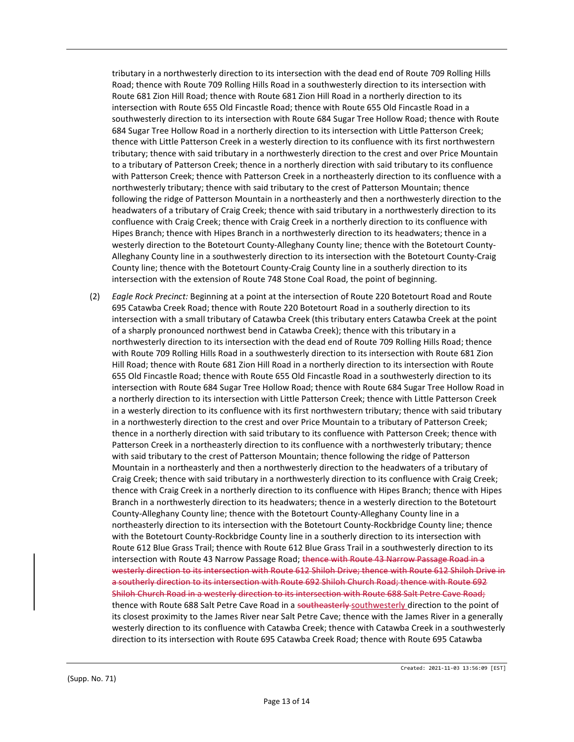tributary in a northwesterly direction to its intersection with the dead end of Route 709 Rolling Hills Road; thence with Route 709 Rolling Hills Road in a southwesterly direction to its intersection with Route 681 Zion Hill Road; thence with Route 681 Zion Hill Road in a northerly direction to its intersection with Route 655 Old Fincastle Road; thence with Route 655 Old Fincastle Road in a southwesterly direction to its intersection with Route 684 Sugar Tree Hollow Road; thence with Route 684 Sugar Tree Hollow Road in a northerly direction to its intersection with Little Patterson Creek; thence with Little Patterson Creek in a westerly direction to its confluence with its first northwestern tributary; thence with said tributary in a northwesterly direction to the crest and over Price Mountain to a tributary of Patterson Creek; thence in a northerly direction with said tributary to its confluence with Patterson Creek; thence with Patterson Creek in a northeasterly direction to its confluence with a northwesterly tributary; thence with said tributary to the crest of Patterson Mountain; thence following the ridge of Patterson Mountain in a northeasterly and then a northwesterly direction to the headwaters of a tributary of Craig Creek; thence with said tributary in a northwesterly direction to its confluence with Craig Creek; thence with Craig Creek in a northerly direction to its confluence with Hipes Branch; thence with Hipes Branch in a northwesterly direction to its headwaters; thence in a westerly direction to the Botetourt County-Alleghany County line; thence with the Botetourt County-Alleghany County line in a southwesterly direction to its intersection with the Botetourt County-Craig County line; thence with the Botetourt County-Craig County line in a southerly direction to its intersection with the extension of Route 748 Stone Coal Road, the point of beginning.

(2) *Eagle Rock Precinct:* Beginning at a point at the intersection of Route 220 Botetourt Road and Route 695 Catawba Creek Road; thence with Route 220 Botetourt Road in a southerly direction to its intersection with a small tributary of Catawba Creek (this tributary enters Catawba Creek at the point of a sharply pronounced northwest bend in Catawba Creek); thence with this tributary in a northwesterly direction to its intersection with the dead end of Route 709 Rolling Hills Road; thence with Route 709 Rolling Hills Road in a southwesterly direction to its intersection with Route 681 Zion Hill Road; thence with Route 681 Zion Hill Road in a northerly direction to its intersection with Route 655 Old Fincastle Road; thence with Route 655 Old Fincastle Road in a southwesterly direction to its intersection with Route 684 Sugar Tree Hollow Road; thence with Route 684 Sugar Tree Hollow Road in a northerly direction to its intersection with Little Patterson Creek; thence with Little Patterson Creek in a westerly direction to its confluence with its first northwestern tributary; thence with said tributary in a northwesterly direction to the crest and over Price Mountain to a tributary of Patterson Creek; thence in a northerly direction with said tributary to its confluence with Patterson Creek; thence with Patterson Creek in a northeasterly direction to its confluence with a northwesterly tributary; thence with said tributary to the crest of Patterson Mountain; thence following the ridge of Patterson Mountain in a northeasterly and then a northwesterly direction to the headwaters of a tributary of Craig Creek; thence with said tributary in a northwesterly direction to its confluence with Craig Creek; thence with Craig Creek in a northerly direction to its confluence with Hipes Branch; thence with Hipes Branch in a northwesterly direction to its headwaters; thence in a westerly direction to the Botetourt County-Alleghany County line; thence with the Botetourt County-Alleghany County line in a northeasterly direction to its intersection with the Botetourt County-Rockbridge County line; thence with the Botetourt County-Rockbridge County line in a southerly direction to its intersection with Route 612 Blue Grass Trail; thence with Route 612 Blue Grass Trail in a southwesterly direction to its intersection with Route 43 Narrow Passage Road; ~~thence with Route 43 Narrow Passage Road in a westerly direction to its intersection with Route 612 Shiloh Drive; thence with Route 612 Shiloh Drive in a southerly direction to its intersection with Route 692 Shiloh Church Road; thence with Route 692 Shiloh Church Road in a westerly direction to its intersection with Route 688 Salt Petre Cave Road;~~ thence with Route 688 Salt Petre Cave Road in a ~~southeasterly~~ southwesterly direction to the point of its closest proximity to the James River near Salt Petre Cave; thence with the James River in a generally westerly direction to its confluence with Catawba Creek; thence with Catawba Creek in a southwesterly direction to its intersection with Route 695 Catawba Creek Road; thence with Route 695 Catawba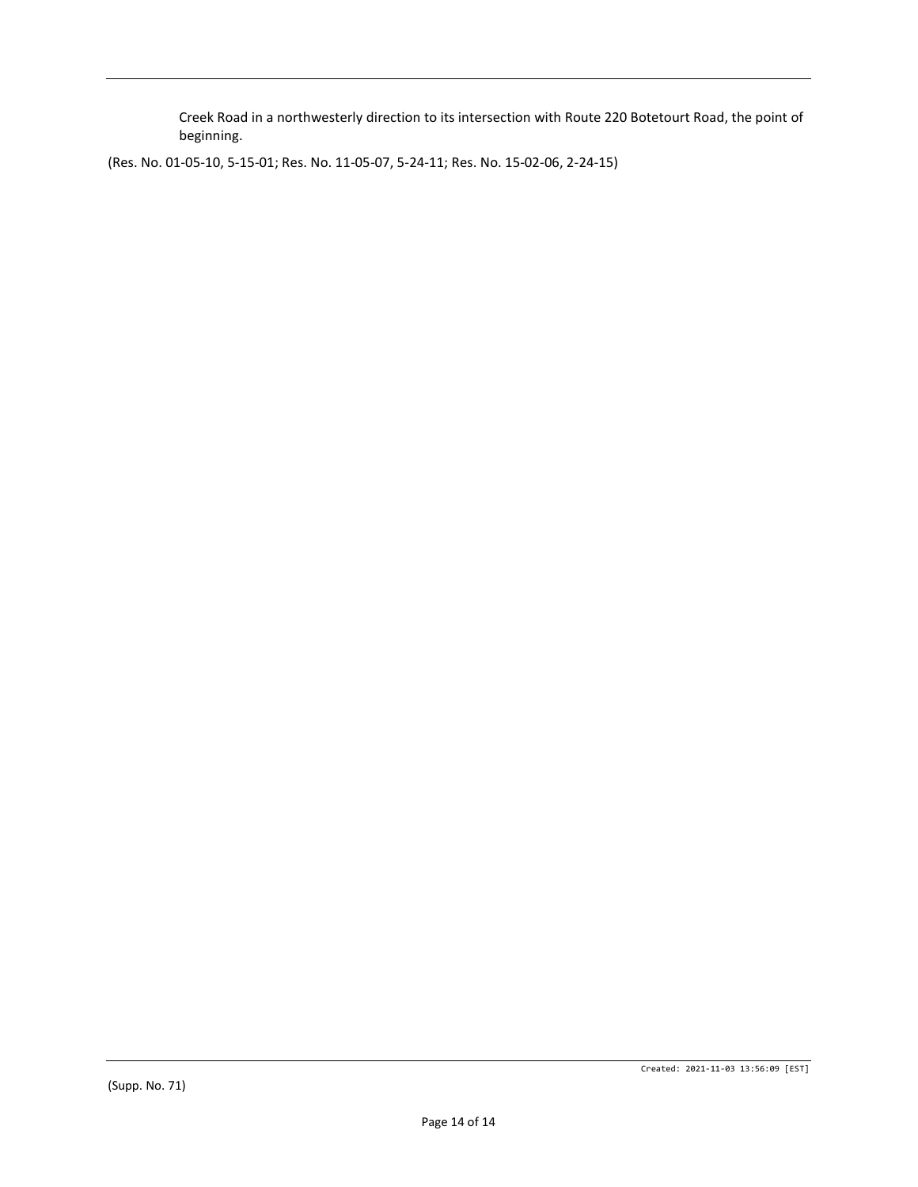Creek Road in a northwesterly direction to its intersection with Route 220 Botetourt Road, the point of beginning.

(Res. No. 01-05-10, 5-15-01; Res. No. 11-05-07, 5-24-11; Res. No. 15-02-06, 2-24-15)